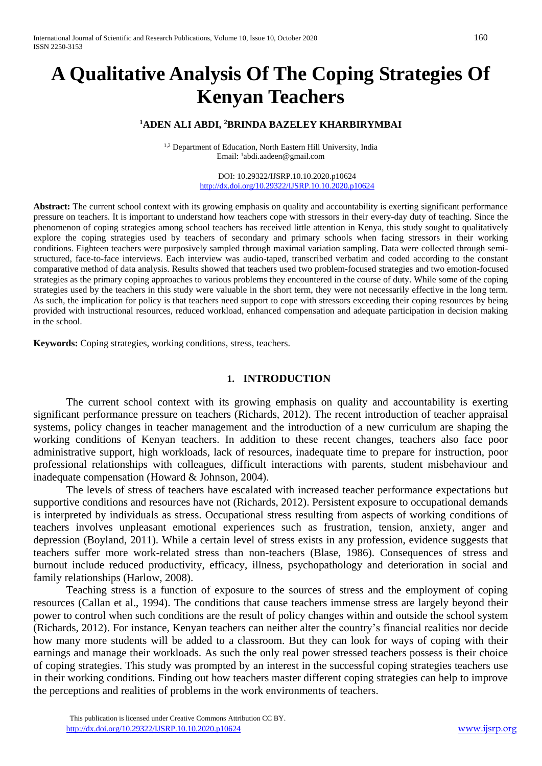# A Qualitative Analysis Of The Coping Strategies Of Kenyan Teachers

**[1]ADEN ALI ABDI, [2]BRINDA BAZELEY KHARBIRYMBAI**

[1,2] Department of Education, North Eastern Hill University, India
Email: [1]abdi.aadeen@gmail.com

DOI: 10.29322/IJSRP.10.10.2020.p10624
http://dx.doi.org/10.29322/IJSRP.10.10.2020.p10624

**Abstract:** The current school context with its growing emphasis on quality and accountability is exerting significant performance pressure on teachers. It is important to understand how teachers cope with stressors in their every-day duty of teaching. Since the phenomenon of coping strategies among school teachers has received little attention in Kenya, this study sought to qualitatively explore the coping strategies used by teachers of secondary and primary schools when facing stressors in their working conditions. Eighteen teachers were purposively sampled through maximal variation sampling. Data were collected through semi-structured, face-to-face interviews. Each interview was audio-taped, transcribed verbatim and coded according to the constant comparative method of data analysis. Results showed that teachers used two problem-focused strategies and two emotion-focused strategies as the primary coping approaches to various problems they encountered in the course of duty. While some of the coping strategies used by the teachers in this study were valuable in the short term, they were not necessarily effective in the long term. As such, the implication for policy is that teachers need support to cope with stressors exceeding their coping resources by being provided with instructional resources, reduced workload, enhanced compensation and adequate participation in decision making in the school.

**Keywords:** Coping strategies, working conditions, stress, teachers.

## 1. INTRODUCTION

The current school context with its growing emphasis on quality and accountability is exerting significant performance pressure on teachers (Richards, 2012). The recent introduction of teacher appraisal systems, policy changes in teacher management and the introduction of a new curriculum are shaping the working conditions of Kenyan teachers. In addition to these recent changes, teachers also face poor administrative support, high workloads, lack of resources, inadequate time to prepare for instruction, poor professional relationships with colleagues, difficult interactions with parents, student misbehaviour and inadequate compensation (Howard & Johnson, 2004).

The levels of stress of teachers have escalated with increased teacher performance expectations but supportive conditions and resources have not (Richards, 2012). Persistent exposure to occupational demands is interpreted by individuals as stress. Occupational stress resulting from aspects of working conditions of teachers involves unpleasant emotional experiences such as frustration, tension, anxiety, anger and depression (Boyland, 2011). While a certain level of stress exists in any profession, evidence suggests that teachers suffer more work-related stress than non-teachers (Blase, 1986). Consequences of stress and burnout include reduced productivity, efficacy, illness, psychopathology and deterioration in social and family relationships (Harlow, 2008).

Teaching stress is a function of exposure to the sources of stress and the employment of coping resources (Callan et al., 1994). The conditions that cause teachers immense stress are largely beyond their power to control when such conditions are the result of policy changes within and outside the school system (Richards, 2012). For instance, Kenyan teachers can neither alter the country's financial realities nor decide how many more students will be added to a classroom. But they can look for ways of coping with their earnings and manage their workloads. As such the only real power stressed teachers possess is their choice of coping strategies. This study was prompted by an interest in the successful coping strategies teachers use in their working conditions. Finding out how teachers master different coping strategies can help to improve the perceptions and realities of problems in the work environments of teachers.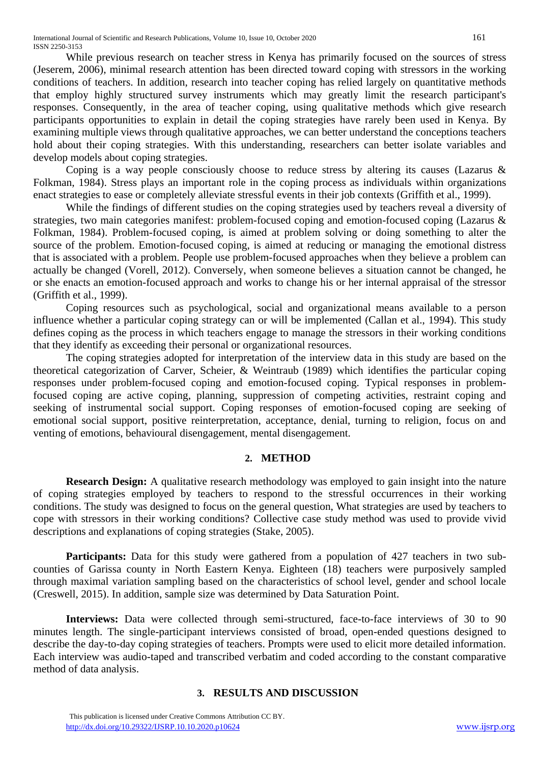While previous research on teacher stress in Kenya has primarily focused on the sources of stress (Jeserem, 2006), minimal research attention has been directed toward coping with stressors in the working conditions of teachers. In addition, research into teacher coping has relied largely on quantitative methods that employ highly structured survey instruments which may greatly limit the research participant's responses. Consequently, in the area of teacher coping, using qualitative methods which give research participants opportunities to explain in detail the coping strategies have rarely been used in Kenya. By examining multiple views through qualitative approaches, we can better understand the conceptions teachers hold about their coping strategies. With this understanding, researchers can better isolate variables and develop models about coping strategies.

Coping is a way people consciously choose to reduce stress by altering its causes (Lazarus & Folkman, 1984). Stress plays an important role in the coping process as individuals within organizations enact strategies to ease or completely alleviate stressful events in their job contexts (Griffith et al., 1999).

While the findings of different studies on the coping strategies used by teachers reveal a diversity of strategies, two main categories manifest: problem-focused coping and emotion-focused coping (Lazarus & Folkman, 1984). Problem-focused coping, is aimed at problem solving or doing something to alter the source of the problem. Emotion-focused coping, is aimed at reducing or managing the emotional distress that is associated with a problem. People use problem-focused approaches when they believe a problem can actually be changed (Vorell, 2012). Conversely, when someone believes a situation cannot be changed, he or she enacts an emotion-focused approach and works to change his or her internal appraisal of the stressor (Griffith et al., 1999).

Coping resources such as psychological, social and organizational means available to a person influence whether a particular coping strategy can or will be implemented (Callan et al., 1994). This study defines coping as the process in which teachers engage to manage the stressors in their working conditions that they identify as exceeding their personal or organizational resources.

The coping strategies adopted for interpretation of the interview data in this study are based on the theoretical categorization of Carver, Scheier, & Weintraub (1989) which identifies the particular coping responses under problem-focused coping and emotion-focused coping. Typical responses in problem-focused coping are active coping, planning, suppression of competing activities, restraint coping and seeking of instrumental social support. Coping responses of emotion-focused coping are seeking of emotional social support, positive reinterpretation, acceptance, denial, turning to religion, focus on and venting of emotions, behavioural disengagement, mental disengagement.

## 2. METHOD

**Research Design:** A qualitative research methodology was employed to gain insight into the nature of coping strategies employed by teachers to respond to the stressful occurrences in their working conditions. The study was designed to focus on the general question, What strategies are used by teachers to cope with stressors in their working conditions? Collective case study method was used to provide vivid descriptions and explanations of coping strategies (Stake, 2005).

**Participants:** Data for this study were gathered from a population of 427 teachers in two sub-counties of Garissa county in North Eastern Kenya. Eighteen (18) teachers were purposively sampled through maximal variation sampling based on the characteristics of school level, gender and school locale (Creswell, 2015). In addition, sample size was determined by Data Saturation Point.

**Interviews:** Data were collected through semi-structured, face-to-face interviews of 30 to 90 minutes length. The single-participant interviews consisted of broad, open-ended questions designed to describe the day-to-day coping strategies of teachers. Prompts were used to elicit more detailed information. Each interview was audio-taped and transcribed verbatim and coded according to the constant comparative method of data analysis.

## 3. RESULTS AND DISCUSSION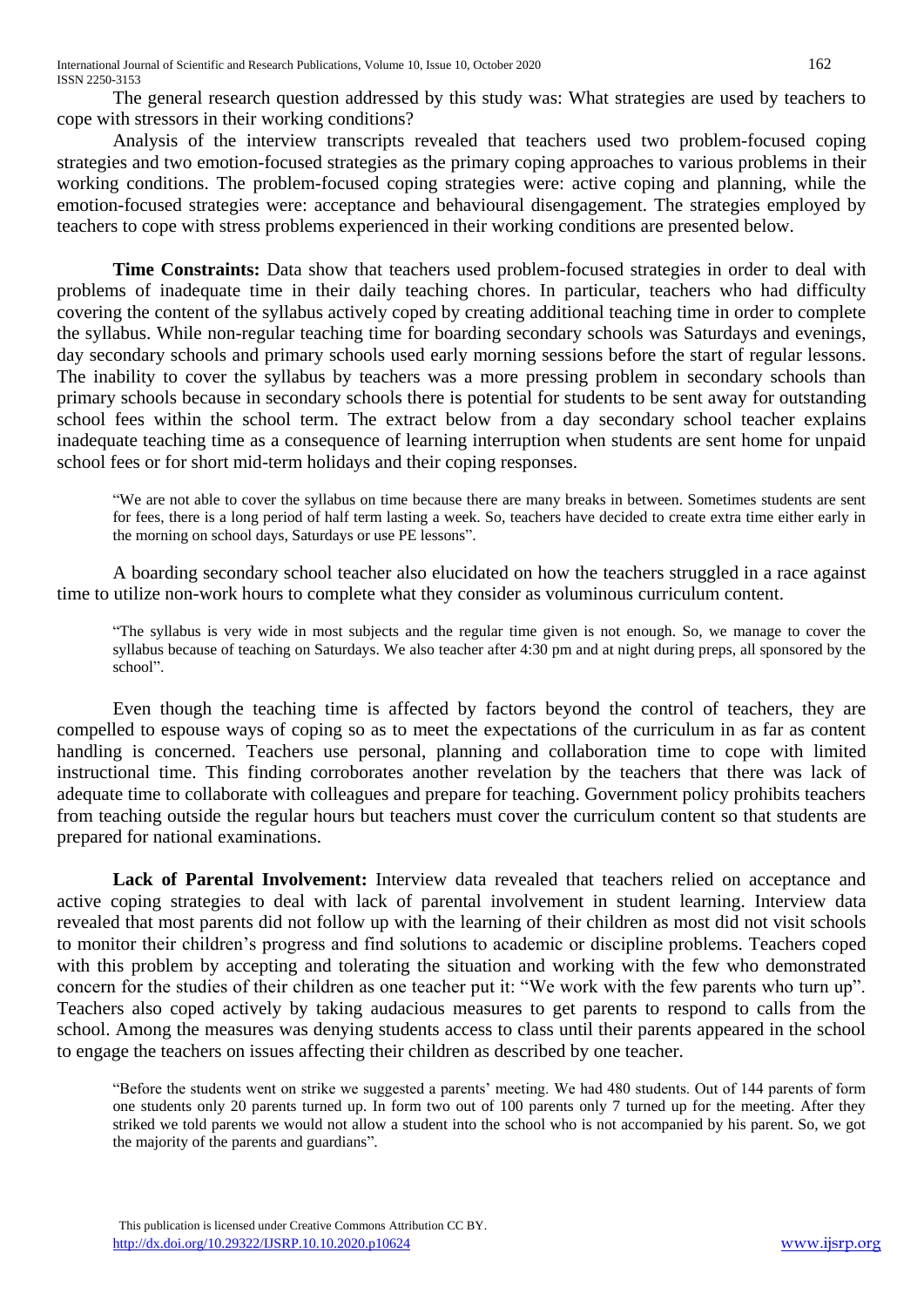The general research question addressed by this study was: What strategies are used by teachers to cope with stressors in their working conditions?

Analysis of the interview transcripts revealed that teachers used two problem-focused coping strategies and two emotion-focused strategies as the primary coping approaches to various problems in their working conditions. The problem-focused coping strategies were: active coping and planning, while the emotion-focused strategies were: acceptance and behavioural disengagement. The strategies employed by teachers to cope with stress problems experienced in their working conditions are presented below.

**Time Constraints:** Data show that teachers used problem-focused strategies in order to deal with problems of inadequate time in their daily teaching chores. In particular, teachers who had difficulty covering the content of the syllabus actively coped by creating additional teaching time in order to complete the syllabus. While non-regular teaching time for boarding secondary schools was Saturdays and evenings, day secondary schools and primary schools used early morning sessions before the start of regular lessons. The inability to cover the syllabus by teachers was a more pressing problem in secondary schools than primary schools because in secondary schools there is potential for students to be sent away for outstanding school fees within the school term. The extract below from a day secondary school teacher explains inadequate teaching time as a consequence of learning interruption when students are sent home for unpaid school fees or for short mid-term holidays and their coping responses.

> "We are not able to cover the syllabus on time because there are many breaks in between. Sometimes students are sent for fees, there is a long period of half term lasting a week. So, teachers have decided to create extra time either early in the morning on school days, Saturdays or use PE lessons".

A boarding secondary school teacher also elucidated on how the teachers struggled in a race against time to utilize non-work hours to complete what they consider as voluminous curriculum content.

> "The syllabus is very wide in most subjects and the regular time given is not enough. So, we manage to cover the syllabus because of teaching on Saturdays. We also teacher after 4:30 pm and at night during preps, all sponsored by the school".

Even though the teaching time is affected by factors beyond the control of teachers, they are compelled to espouse ways of coping so as to meet the expectations of the curriculum in as far as content handling is concerned. Teachers use personal, planning and collaboration time to cope with limited instructional time. This finding corroborates another revelation by the teachers that there was lack of adequate time to collaborate with colleagues and prepare for teaching. Government policy prohibits teachers from teaching outside the regular hours but teachers must cover the curriculum content so that students are prepared for national examinations.

**Lack of Parental Involvement:** Interview data revealed that teachers relied on acceptance and active coping strategies to deal with lack of parental involvement in student learning. Interview data revealed that most parents did not follow up with the learning of their children as most did not visit schools to monitor their children's progress and find solutions to academic or discipline problems. Teachers coped with this problem by accepting and tolerating the situation and working with the few who demonstrated concern for the studies of their children as one teacher put it: "We work with the few parents who turn up". Teachers also coped actively by taking audacious measures to get parents to respond to calls from the school. Among the measures was denying students access to class until their parents appeared in the school to engage the teachers on issues affecting their children as described by one teacher.

> "Before the students went on strike we suggested a parents' meeting. We had 480 students. Out of 144 parents of form one students only 20 parents turned up. In form two out of 100 parents only 7 turned up for the meeting. After they striked we told parents we would not allow a student into the school who is not accompanied by his parent. So, we got the majority of the parents and guardians".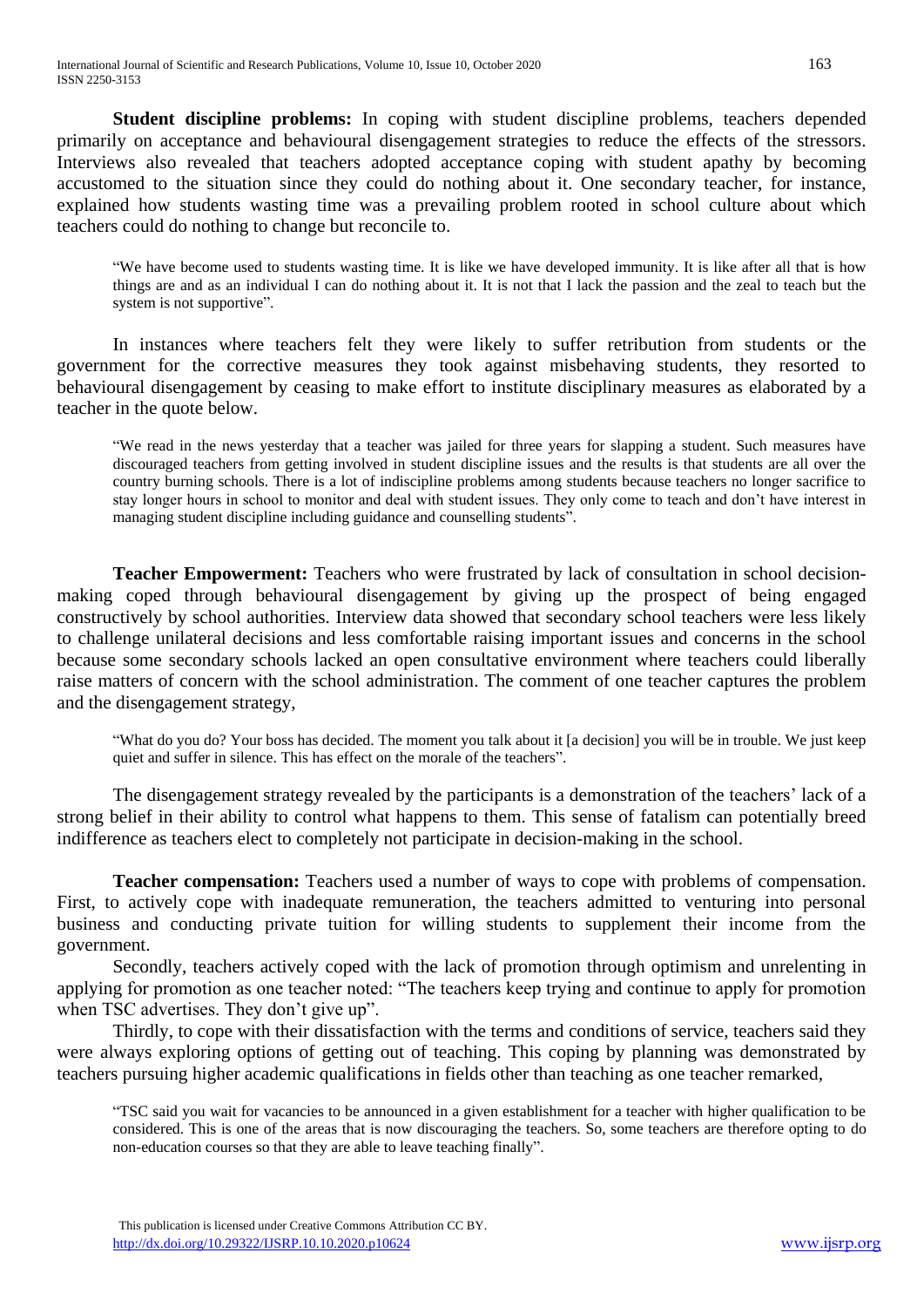**Student discipline problems:** In coping with student discipline problems, teachers depended primarily on acceptance and behavioural disengagement strategies to reduce the effects of the stressors. Interviews also revealed that teachers adopted acceptance coping with student apathy by becoming accustomed to the situation since they could do nothing about it. One secondary teacher, for instance, explained how students wasting time was a prevailing problem rooted in school culture about which teachers could do nothing to change but reconcile to.

> "We have become used to students wasting time. It is like we have developed immunity. It is like after all that is how things are and as an individual I can do nothing about it. It is not that I lack the passion and the zeal to teach but the system is not supportive".

In instances where teachers felt they were likely to suffer retribution from students or the government for the corrective measures they took against misbehaving students, they resorted to behavioural disengagement by ceasing to make effort to institute disciplinary measures as elaborated by a teacher in the quote below.

> "We read in the news yesterday that a teacher was jailed for three years for slapping a student. Such measures have discouraged teachers from getting involved in student discipline issues and the results is that students are all over the country burning schools. There is a lot of indiscipline problems among students because teachers no longer sacrifice to stay longer hours in school to monitor and deal with student issues. They only come to teach and don't have interest in managing student discipline including guidance and counselling students".

**Teacher Empowerment:** Teachers who were frustrated by lack of consultation in school decision-making coped through behavioural disengagement by giving up the prospect of being engaged constructively by school authorities. Interview data showed that secondary school teachers were less likely to challenge unilateral decisions and less comfortable raising important issues and concerns in the school because some secondary schools lacked an open consultative environment where teachers could liberally raise matters of concern with the school administration. The comment of one teacher captures the problem and the disengagement strategy,

> "What do you do? Your boss has decided. The moment you talk about it [a decision] you will be in trouble. We just keep quiet and suffer in silence. This has effect on the morale of the teachers".

The disengagement strategy revealed by the participants is a demonstration of the teachers' lack of a strong belief in their ability to control what happens to them. This sense of fatalism can potentially breed indifference as teachers elect to completely not participate in decision-making in the school.

**Teacher compensation:** Teachers used a number of ways to cope with problems of compensation. First, to actively cope with inadequate remuneration, the teachers admitted to venturing into personal business and conducting private tuition for willing students to supplement their income from the government.

Secondly, teachers actively coped with the lack of promotion through optimism and unrelenting in applying for promotion as one teacher noted: "The teachers keep trying and continue to apply for promotion when TSC advertises. They don't give up".

Thirdly, to cope with their dissatisfaction with the terms and conditions of service, teachers said they were always exploring options of getting out of teaching. This coping by planning was demonstrated by teachers pursuing higher academic qualifications in fields other than teaching as one teacher remarked,

> "TSC said you wait for vacancies to be announced in a given establishment for a teacher with higher qualification to be considered. This is one of the areas that is now discouraging the teachers. So, some teachers are therefore opting to do non-education courses so that they are able to leave teaching finally".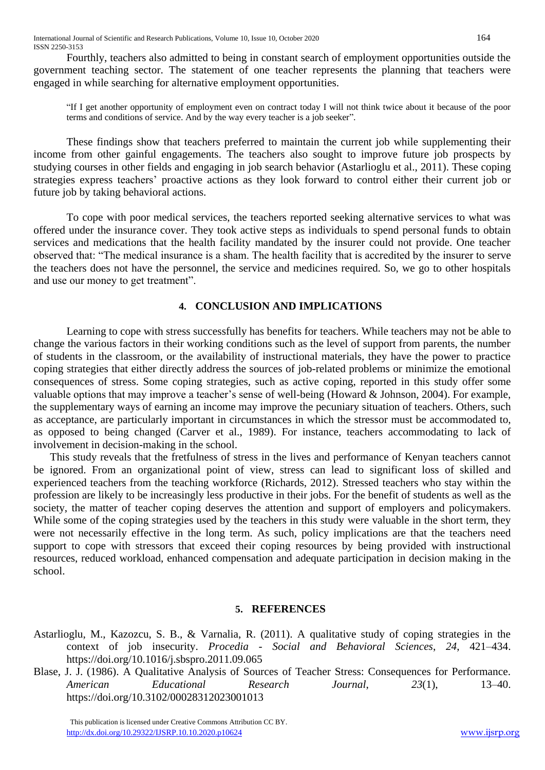Fourthly, teachers also admitted to being in constant search of employment opportunities outside the government teaching sector. The statement of one teacher represents the planning that teachers were engaged in while searching for alternative employment opportunities.

> "If I get another opportunity of employment even on contract today I will not think twice about it because of the poor terms and conditions of service. And by the way every teacher is a job seeker".

These findings show that teachers preferred to maintain the current job while supplementing their income from other gainful engagements. The teachers also sought to improve future job prospects by studying courses in other fields and engaging in job search behavior (Astarlioglu et al., 2011). These coping strategies express teachers' proactive actions as they look forward to control either their current job or future job by taking behavioral actions.

To cope with poor medical services, the teachers reported seeking alternative services to what was offered under the insurance cover. They took active steps as individuals to spend personal funds to obtain services and medications that the health facility mandated by the insurer could not provide. One teacher observed that: "The medical insurance is a sham. The health facility that is accredited by the insurer to serve the teachers does not have the personnel, the service and medicines required. So, we go to other hospitals and use our money to get treatment".

## 4. CONCLUSION AND IMPLICATIONS

Learning to cope with stress successfully has benefits for teachers. While teachers may not be able to change the various factors in their working conditions such as the level of support from parents, the number of students in the classroom, or the availability of instructional materials, they have the power to practice coping strategies that either directly address the sources of job-related problems or minimize the emotional consequences of stress. Some coping strategies, such as active coping, reported in this study offer some valuable options that may improve a teacher's sense of well-being (Howard & Johnson, 2004). For example, the supplementary ways of earning an income may improve the pecuniary situation of teachers. Others, such as acceptance, are particularly important in circumstances in which the stressor must be accommodated to, as opposed to being changed (Carver et al., 1989). For instance, teachers accommodating to lack of involvement in decision-making in the school.

This study reveals that the fretfulness of stress in the lives and performance of Kenyan teachers cannot be ignored. From an organizational point of view, stress can lead to significant loss of skilled and experienced teachers from the teaching workforce (Richards, 2012). Stressed teachers who stay within the profession are likely to be increasingly less productive in their jobs. For the benefit of students as well as the society, the matter of teacher coping deserves the attention and support of employers and policymakers. While some of the coping strategies used by the teachers in this study were valuable in the short term, they were not necessarily effective in the long term. As such, policy implications are that the teachers need support to cope with stressors that exceed their coping resources by being provided with instructional resources, reduced workload, enhanced compensation and adequate participation in decision making in the school.

## 5. REFERENCES

Astarlioglu, M., Kazozcu, S. B., & Varnalia, R. (2011). A qualitative study of coping strategies in the context of job insecurity. *Procedia - Social and Behavioral Sciences*, *24*, 421–434. https://doi.org/10.1016/j.sbspro.2011.09.065

Blase, J. J. (1986). A Qualitative Analysis of Sources of Teacher Stress: Consequences for Performance. *American Educational Research Journal*, *23*(1), 13–40. https://doi.org/10.3102/00028312023001013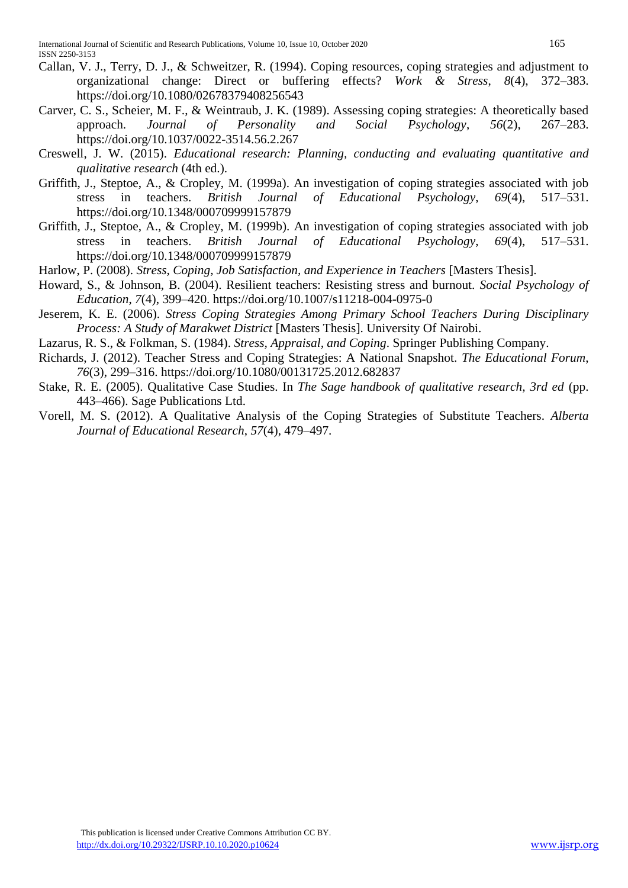Callan, V. J., Terry, D. J., & Schweitzer, R. (1994). Coping resources, coping strategies and adjustment to organizational change: Direct or buffering effects? *Work & Stress*, *8*(4), 372–383. https://doi.org/10.1080/02678379408256543

Carver, C. S., Scheier, M. F., & Weintraub, J. K. (1989). Assessing coping strategies: A theoretically based approach. *Journal of Personality and Social Psychology*, *56*(2), 267–283. https://doi.org/10.1037/0022-3514.56.2.267

Creswell, J. W. (2015). *Educational research: Planning, conducting and evaluating quantitative and qualitative research* (4th ed.).

Griffith, J., Steptoe, A., & Cropley, M. (1999a). An investigation of coping strategies associated with job stress in teachers. *British Journal of Educational Psychology*, *69*(4), 517–531. https://doi.org/10.1348/000709999157879

Griffith, J., Steptoe, A., & Cropley, M. (1999b). An investigation of coping strategies associated with job stress in teachers. *British Journal of Educational Psychology*, *69*(4), 517–531. https://doi.org/10.1348/000709999157879

Harlow, P. (2008). *Stress, Coping, Job Satisfaction, and Experience in Teachers* [Masters Thesis].

Howard, S., & Johnson, B. (2004). Resilient teachers: Resisting stress and burnout. *Social Psychology of Education*, *7*(4), 399–420. https://doi.org/10.1007/s11218-004-0975-0

Jeserem, K. E. (2006). *Stress Coping Strategies Among Primary School Teachers During Disciplinary Process: A Study of Marakwet District* [Masters Thesis]. University Of Nairobi.

Lazarus, R. S., & Folkman, S. (1984). *Stress, Appraisal, and Coping*. Springer Publishing Company.

Richards, J. (2012). Teacher Stress and Coping Strategies: A National Snapshot. *The Educational Forum*, *76*(3), 299–316. https://doi.org/10.1080/00131725.2012.682837

Stake, R. E. (2005). Qualitative Case Studies. In *The Sage handbook of qualitative research, 3rd ed* (pp. 443–466). Sage Publications Ltd.

Vorell, M. S. (2012). A Qualitative Analysis of the Coping Strategies of Substitute Teachers. *Alberta Journal of Educational Research*, *57*(4), 479–497.